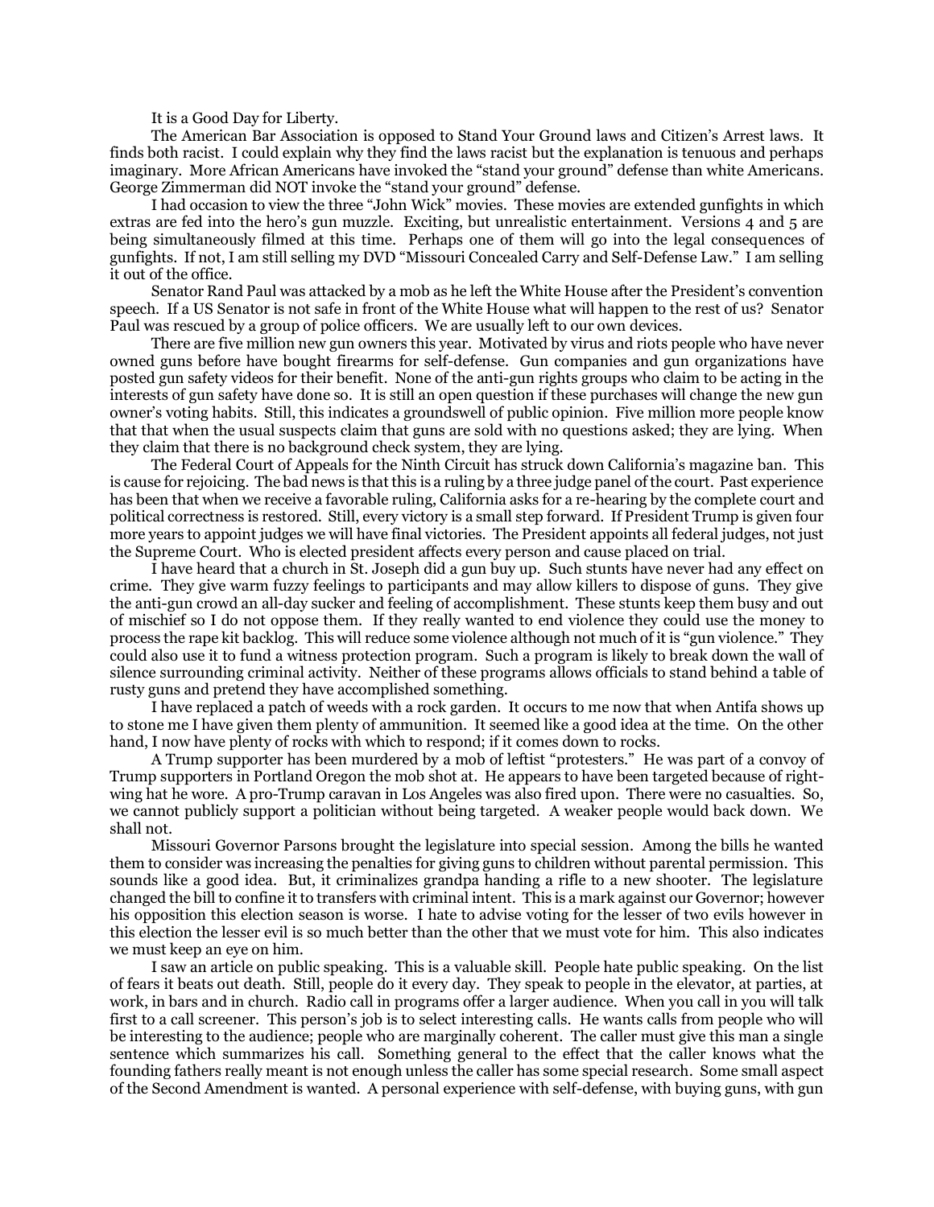It is a Good Day for Liberty.

The American Bar Association is opposed to Stand Your Ground laws and Citizen's Arrest laws. It finds both racist. I could explain why they find the laws racist but the explanation is tenuous and perhaps imaginary. More African Americans have invoked the "stand your ground" defense than white Americans. George Zimmerman did NOT invoke the "stand your ground" defense.

I had occasion to view the three "John Wick" movies. These movies are extended gunfights in which extras are fed into the hero's gun muzzle. Exciting, but unrealistic entertainment. Versions 4 and 5 are being simultaneously filmed at this time. Perhaps one of them will go into the legal consequences of gunfights. If not, I am still selling my DVD "Missouri Concealed Carry and Self-Defense Law." I am selling it out of the office.

Senator Rand Paul was attacked by a mob as he left the White House after the President's convention speech. If a US Senator is not safe in front of the White House what will happen to the rest of us? Senator Paul was rescued by a group of police officers. We are usually left to our own devices.

There are five million new gun owners this year. Motivated by virus and riots people who have never owned guns before have bought firearms for self-defense. Gun companies and gun organizations have posted gun safety videos for their benefit. None of the anti-gun rights groups who claim to be acting in the interests of gun safety have done so. It is still an open question if these purchases will change the new gun owner's voting habits. Still, this indicates a groundswell of public opinion. Five million more people know that that when the usual suspects claim that guns are sold with no questions asked; they are lying. When they claim that there is no background check system, they are lying.

The Federal Court of Appeals for the Ninth Circuit has struck down California's magazine ban. This is cause for rejoicing. The bad news is that this is a ruling by a three judge panel of the court. Past experience has been that when we receive a favorable ruling, California asks for a re-hearing by the complete court and political correctness is restored. Still, every victory is a small step forward. If President Trump is given four more years to appoint judges we will have final victories. The President appoints all federal judges, not just the Supreme Court. Who is elected president affects every person and cause placed on trial.

I have heard that a church in St. Joseph did a gun buy up. Such stunts have never had any effect on crime. They give warm fuzzy feelings to participants and may allow killers to dispose of guns. They give the anti-gun crowd an all-day sucker and feeling of accomplishment. These stunts keep them busy and out of mischief so I do not oppose them. If they really wanted to end violence they could use the money to process the rape kit backlog. This will reduce some violence although not much of it is "gun violence." They could also use it to fund a witness protection program. Such a program is likely to break down the wall of silence surrounding criminal activity. Neither of these programs allows officials to stand behind a table of rusty guns and pretend they have accomplished something.

I have replaced a patch of weeds with a rock garden. It occurs to me now that when Antifa shows up to stone me I have given them plenty of ammunition. It seemed like a good idea at the time. On the other hand, I now have plenty of rocks with which to respond; if it comes down to rocks.

A Trump supporter has been murdered by a mob of leftist "protesters." He was part of a convoy of Trump supporters in Portland Oregon the mob shot at. He appears to have been targeted because of right-wing hat he wore. A pro-Trump caravan in Los Angeles was also fired upon. There were no casualties. So, we cannot publicly support a politician without being targeted. A weaker people would back down. We shall not.

Missouri Governor Parsons brought the legislature into special session. Among the bills he wanted them to consider was increasing the penalties for giving guns to children without parental permission. This sounds like a good idea. But, it criminalizes grandpa handing a rifle to a new shooter. The legislature changed the bill to confine it to transfers with criminal intent. This is a mark against our Governor; however his opposition this election season is worse. I hate to advise voting for the lesser of two evils however in this election the lesser evil is so much better than the other that we must vote for him. This also indicates we must keep an eye on him.

I saw an article on public speaking. This is a valuable skill. People hate public speaking. On the list of fears it beats out death. Still, people do it every day. They speak to people in the elevator, at parties, at work, in bars and in church. Radio call in programs offer a larger audience. When you call in you will talk first to a call screener. This person's job is to select interesting calls. He wants calls from people who will be interesting to the audience; people who are marginally coherent. The caller must give this man a single sentence which summarizes his call. Something general to the effect that the caller knows what the founding fathers really meant is not enough unless the caller has some special research. Some small aspect of the Second Amendment is wanted. A personal experience with self-defense, with buying guns, with gun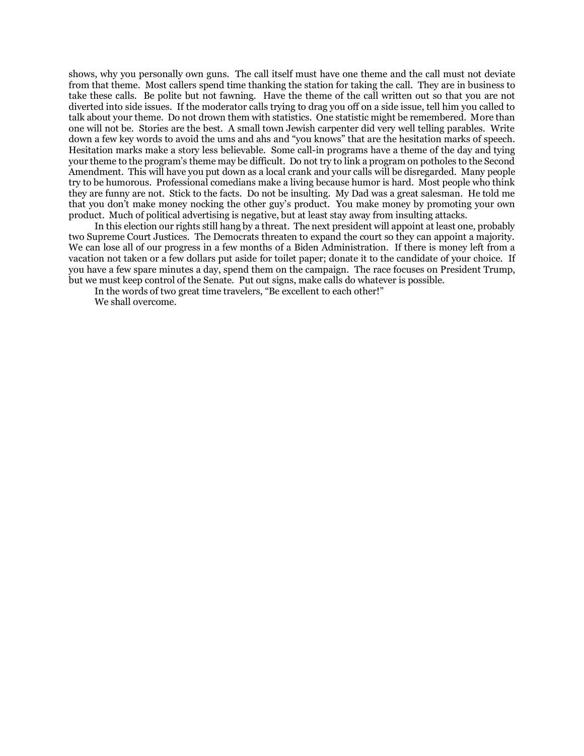shows, why you personally own guns. The call itself must have one theme and the call must not deviate from that theme. Most callers spend time thanking the station for taking the call. They are in business to take these calls. Be polite but not fawning. Have the theme of the call written out so that you are not diverted into side issues. If the moderator calls trying to drag you off on a side issue, tell him you called to talk about your theme. Do not drown them with statistics. One statistic might be remembered. More than one will not be. Stories are the best. A small town Jewish carpenter did very well telling parables. Write down a few key words to avoid the ums and ahs and "you knows" that are the hesitation marks of speech. Hesitation marks make a story less believable. Some call-in programs have a theme of the day and tying your theme to the program's theme may be difficult. Do not try to link a program on potholes to the Second Amendment. This will have you put down as a local crank and your calls will be disregarded. Many people try to be humorous. Professional comedians make a living because humor is hard. Most people who think they are funny are not. Stick to the facts. Do not be insulting. My Dad was a great salesman. He told me that you don't make money nocking the other guy's product. You make money by promoting your own product. Much of political advertising is negative, but at least stay away from insulting attacks.

In this election our rights still hang by a threat. The next president will appoint at least one, probably two Supreme Court Justices. The Democrats threaten to expand the court so they can appoint a majority. We can lose all of our progress in a few months of a Biden Administration. If there is money left from a vacation not taken or a few dollars put aside for toilet paper; donate it to the candidate of your choice. If you have a few spare minutes a day, spend them on the campaign. The race focuses on President Trump, but we must keep control of the Senate. Put out signs, make calls do whatever is possible.

In the words of two great time travelers, "Be excellent to each other!"

We shall overcome.